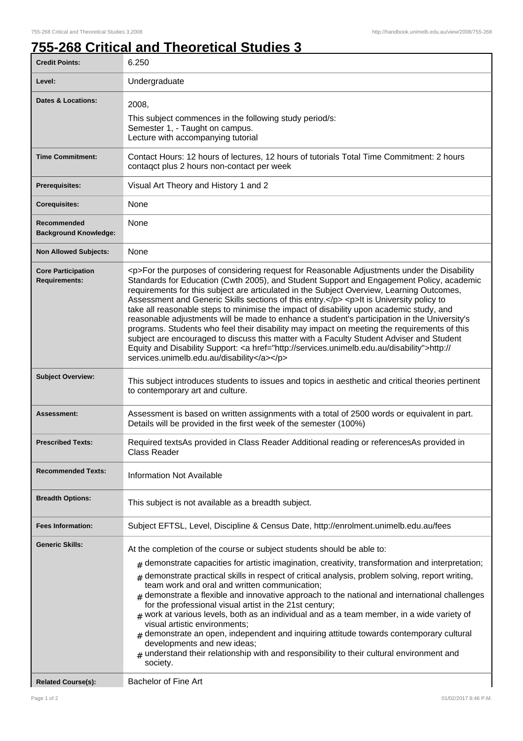# 755-268 Critical and Theoretical Studies 3

| | |
|---|---|
| **Credit Points:** | 6.250 |
| **Level:** | Undergraduate |
| **Dates & Locations:** | 2008,<br>This subject commences in the following study period/s:<br>Semester 1, - Taught on campus.<br>Lecture with accompanying tutorial |
| **Time Commitment:** | Contact Hours: 12 hours of lectures, 12 hours of tutorials Total Time Commitment: 2 hours contaqct plus 2 hours non-contact per week |
| **Prerequisites:** | Visual Art Theory and History 1 and 2 |
| **Corequisites:** | None |
| **Recommended Background Knowledge:** | None |
| **Non Allowed Subjects:** | None |
| **Core Participation Requirements:** | <p>For the purposes of considering request for Reasonable Adjustments under the Disability Standards for Education (Cwth 2005), and Student Support and Engagement Policy, academic requirements for this subject are articulated in the Subject Overview, Learning Outcomes, Assessment and Generic Skills sections of this entry.</p> <p>It is University policy to take all reasonable steps to minimise the impact of disability upon academic study, and reasonable adjustments will be made to enhance a student's participation in the University's programs. Students who feel their disability may impact on meeting the requirements of this subject are encouraged to discuss this matter with a Faculty Student Adviser and Student Equity and Disability Support: <a href="http://services.unimelb.edu.au/disability">http://services.unimelb.edu.au/disability</a></p> |
| **Subject Overview:** | This subject introduces students to issues and topics in aesthetic and critical theories pertinent to contemporary art and culture. |
| **Assessment:** | Assessment is based on written assignments with a total of 2500 words or equivalent in part. Details will be provided in the first week of the semester (100%) |
| **Prescribed Texts:** | Required textsAs provided in Class Reader Additional reading or referencesAs provided in Class Reader |
| **Recommended Texts:** | Information Not Available |
| **Breadth Options:** | This subject is not available as a breadth subject. |
| **Fees Information:** | Subject EFTSL, Level, Discipline & Census Date, http://enrolment.unimelb.edu.au/fees |
| **Generic Skills:** | At the completion of the course or subject students should be able to:<br># demonstrate capacities for artistic imagination, creativity, transformation and interpretation;<br># demonstrate practical skills in respect of critical analysis, problem solving, report writing, team work and oral and written communication;<br># demonstrate a flexible and innovative approach to the national and international challenges for the professional visual artist in the 21st century;<br># work at various levels, both as an individual and as a team member, in a wide variety of visual artistic environments;<br># demonstrate an open, independent and inquiring attitude towards contemporary cultural developments and new ideas;<br># understand their relationship with and responsibility to their cultural environment and society. |
| **Related Course(s):** | Bachelor of Fine Art |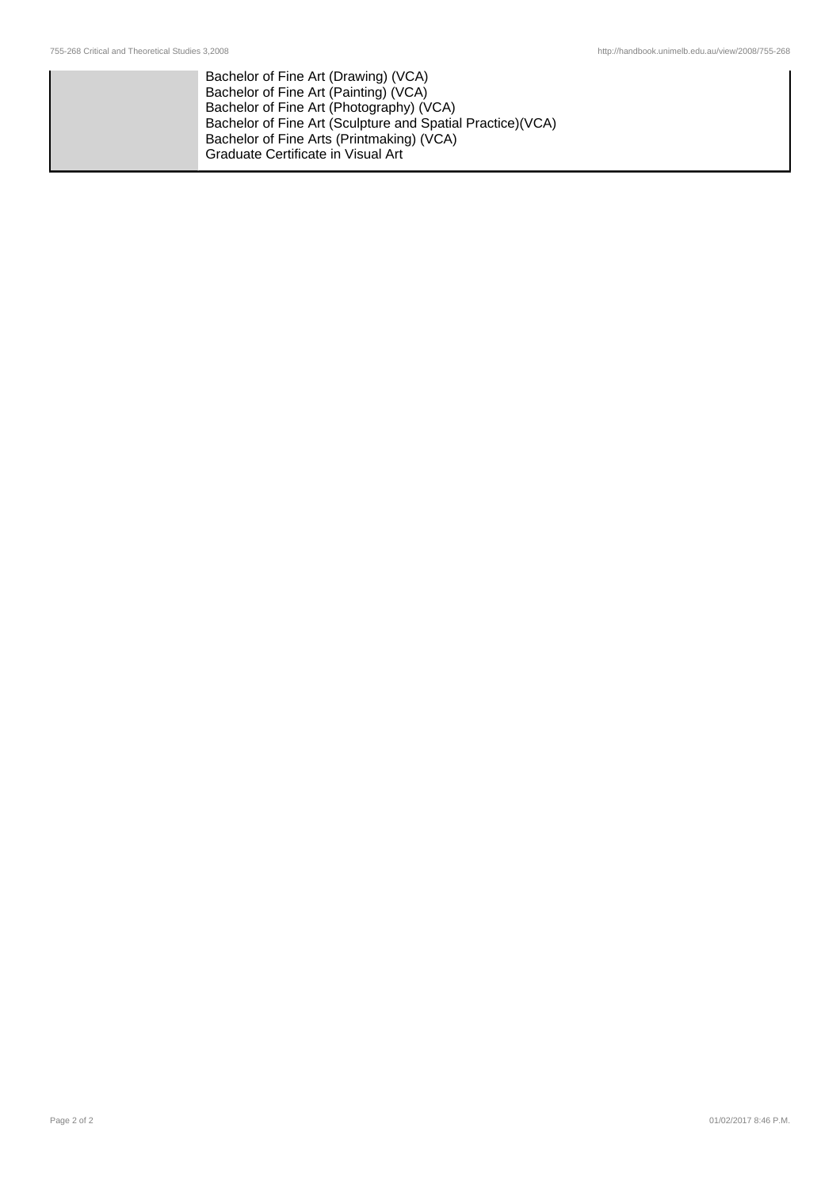| | |
|---|---|
| | Bachelor of Fine Art (Drawing) (VCA)<br>Bachelor of Fine Art (Painting) (VCA)<br>Bachelor of Fine Art (Photography) (VCA)<br>Bachelor of Fine Art (Sculpture and Spatial Practice)(VCA)<br>Bachelor of Fine Arts (Printmaking) (VCA)<br>Graduate Certificate in Visual Art |